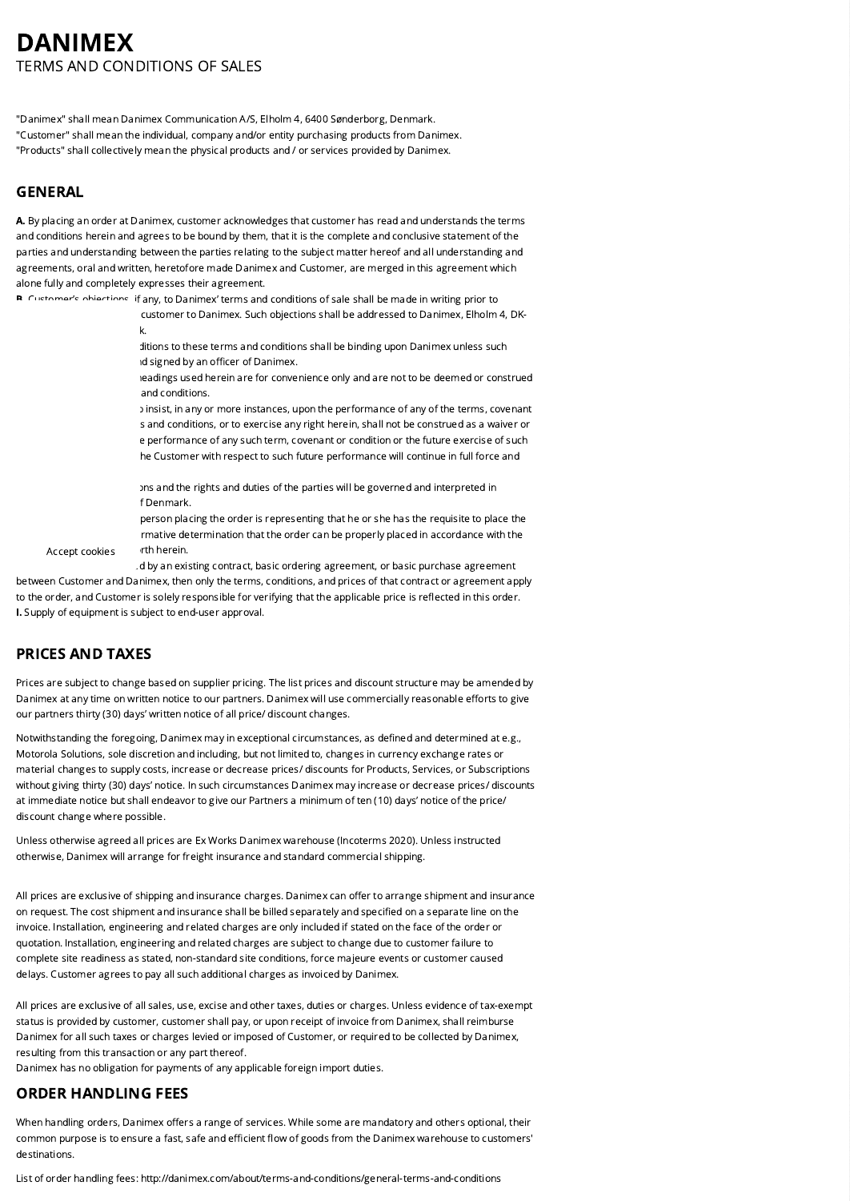# DANIMEX

TERMS AND CONDITIONS OF SALES

"Danimex" shall mean Danimex Communication A/S, Elholm 4, 6400 Sønderborg, Denmark.
"Customer" shall mean the individual, company and/or entity purchasing products from Danimex.
"Products" shall collectively mean the physical products and / or services provided by Danimex.

## GENERAL

**A.** By placing an order at Danimex, customer acknowledges that customer has read and understands the terms and conditions herein and agrees to be bound by them, that it is the complete and conclusive statement of the parties and understanding between the parties relating to the subject matter hereof and all understanding and agreements, oral and written, heretofore made Danimex and Customer, are merged in this agreement which alone fully and completely expresses their agreement.

**B.** Customer's objections, if any, to Danimex' terms and conditions of sale shall be made in writing prior to customer to Danimex. Such objections shall be addressed to Danimex, Elholm 4, DK-k.

ditions to these terms and conditions shall be binding upon Danimex unless such d signed by an officer of Danimex.

headings used herein are for convenience only and are not to be deemed or construed and conditions.

insist, in any or more instances, upon the performance of any of the terms, covenant s and conditions, or to exercise any right herein, shall not be construed as a waiver or e performance of any such term, covenant or condition or the future exercise of such he Customer with respect to such future performance will continue in full force and

ons and the rights and duties of the parties will be governed and interpreted in f Denmark.

person placing the order is representing that he or she has the requisite to place the rmative determination that the order can be properly placed in accordance with the rth herein.

Accept cookies

d by an existing contract, basic ordering agreement, or basic purchase agreement between Customer and Danimex, then only the terms, conditions, and prices of that contract or agreement apply to the order, and Customer is solely responsible for verifying that the applicable price is reflected in this order.

**I.** Supply of equipment is subject to end-user approval.

## PRICES AND TAXES

Prices are subject to change based on supplier pricing. The list prices and discount structure may be amended by Danimex at any time on written notice to our partners. Danimex will use commercially reasonable efforts to give our partners thirty (30) days' written notice of all price/ discount changes.

Notwithstanding the foregoing, Danimex may in exceptional circumstances, as defined and determined at e.g., Motorola Solutions, sole discretion and including, but not limited to, changes in currency exchange rates or material changes to supply costs, increase or decrease prices/ discounts for Products, Services, or Subscriptions without giving thirty (30) days' notice. In such circumstances Danimex may increase or decrease prices/ discounts at immediate notice but shall endeavor to give our Partners a minimum of ten (10) days' notice of the price/ discount change where possible.

Unless otherwise agreed all prices are Ex Works Danimex warehouse (Incoterms 2020). Unless instructed otherwise, Danimex will arrange for freight insurance and standard commercial shipping.

All prices are exclusive of shipping and insurance charges. Danimex can offer to arrange shipment and insurance on request. The cost shipment and insurance shall be billed separately and specified on a separate line on the invoice. Installation, engineering and related charges are only included if stated on the face of the order or quotation. Installation, engineering and related charges are subject to change due to customer failure to complete site readiness as stated, non-standard site conditions, force majeure events or customer caused delays. Customer agrees to pay all such additional charges as invoiced by Danimex.

All prices are exclusive of all sales, use, excise and other taxes, duties or charges. Unless evidence of tax-exempt status is provided by customer, customer shall pay, or upon receipt of invoice from Danimex, shall reimburse Danimex for all such taxes or charges levied or imposed of Customer, or required to be collected by Danimex, resulting from this transaction or any part thereof.
Danimex has no obligation for payments of any applicable foreign import duties.

## ORDER HANDLING FEES

When handling orders, Danimex offers a range of services. While some are mandatory and others optional, their common purpose is to ensure a fast, safe and efficient flow of goods from the Danimex warehouse to customers' destinations.

List of order handling fees: http://danimex.com/about/terms-and-conditions/general-terms-and-conditions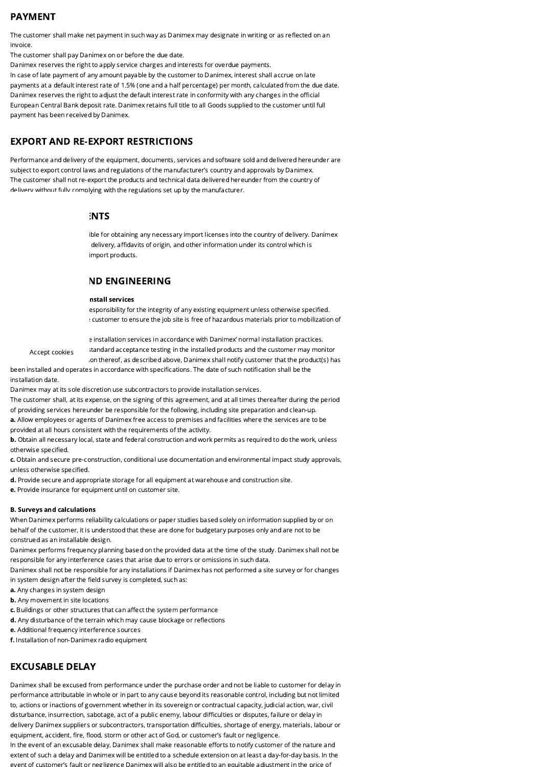## PAYMENT

The customer shall make net payment in such way as Danimex may designate in writing or as reflected on an invoice.
The customer shall pay Danimex on or before the due date.
Danimex reserves the right to apply service charges and interests for overdue payments.
In case of late payment of any amount payable by the customer to Danimex, interest shall accrue on late payments at a default interest rate of 1.5% (one and a half percentage) per month, calculated from the due date.
Danimex reserves the right to adjust the default interest rate in conformity with any changes in the official European Central Bank deposit rate. Danimex retains full title to all Goods supplied to the customer until full payment has been received by Danimex.

## EXPORT AND RE-EXPORT RESTRICTIONS

Performance and delivery of the equipment, documents, services and software sold and delivered hereunder are subject to export control laws and regulations of the manufacturer's country and approvals by Danimex.
The customer shall not re-export the products and technical data delivered hereunder from the country of delivery without fully complying with the regulations set up by the manufacturer.

## ...NTS

...ible for obtaining any necessary import licenses into the country of delivery. Danimex ... delivery, affidavits of origin, and other information under its control which is ... import products.

## ...ND ENGINEERING

**...nstall services**
...esponsibility for the integrity of any existing equipment unless otherwise specified. ... customer to ensure the job site is free of hazardous materials prior to mobilization of

...e installation services in accordance with Danimex' normal installation practices. ...standard acceptance testing in the installed products and the customer may monitor ...on thereof, as described above, Danimex shall notify customer that the product(s) has been installed and operates in accordance with specifications. The date of such notification shall be the installation date.
Danimex may at its sole discretion use subcontractors to provide installation services.
The customer shall, at its expense, on the signing of this agreement, and at all times thereafter during the period of providing services hereunder be responsible for the following, including site preparation and clean-up.
**a.** Allow employees or agents of Danimex free access to premises and facilities where the services are to be provided at all hours consistent with the requirements of the activity.
**b.** Obtain all necessary local, state and federal construction and work permits as required to do the work, unless otherwise specified.
**c.** Obtain and secure pre-construction, conditional use documentation and environmental impact study approvals, unless otherwise specified.
**d.** Provide secure and appropriate storage for all equipment at warehouse and construction site.
**e.** Provide insurance for equipment until on customer site.

**B. Surveys and calculations**
When Danimex performs reliability calculations or paper studies based solely on information supplied by or on behalf of the customer, it is understood that these are done for budgetary purposes only and are not to be construed as an installable design.
Danimex performs frequency planning based on the provided data at the time of the study. Danimex shall not be responsible for any interference cases that arise due to errors or omissions in such data.
Danimex shall not be responsible for any installations if Danimex has not performed a site survey or for changes in system design after the field survey is completed, such as:
**a.** Any changes in system design
**b.** Any movement in site locations
**c.** Buildings or other structures that can affect the system performance
**d.** Any disturbance of the terrain which may cause blockage or reflections
**e.** Additional frequency interference sources
**f.** Installation of non-Danimex radio equipment

## EXCUSABLE DELAY

Danimex shall be excused from performance under the purchase order and not be liable to customer for delay in performance attributable in whole or in part to any cause beyond its reasonable control, including but not limited to, actions or inactions of government whether in its sovereign or contractual capacity, judicial action, war, civil disturbance, insurrection, sabotage, act of a public enemy, labour difficulties or disputes, failure or delay in delivery Danimex suppliers or subcontractors, transportation difficulties, shortage of energy, materials, labour or equipment, accident, fire, flood, storm or other act of God, or customer's fault or negligence.
In the event of an excusable delay, Danimex shall make reasonable efforts to notify customer of the nature and extent of such a delay and Danimex will be entitled to a schedule extension on at least a day-for-day basis. In the event of customer's fault or negligence Danimex will also be entitled to an equitable adjustment in the price of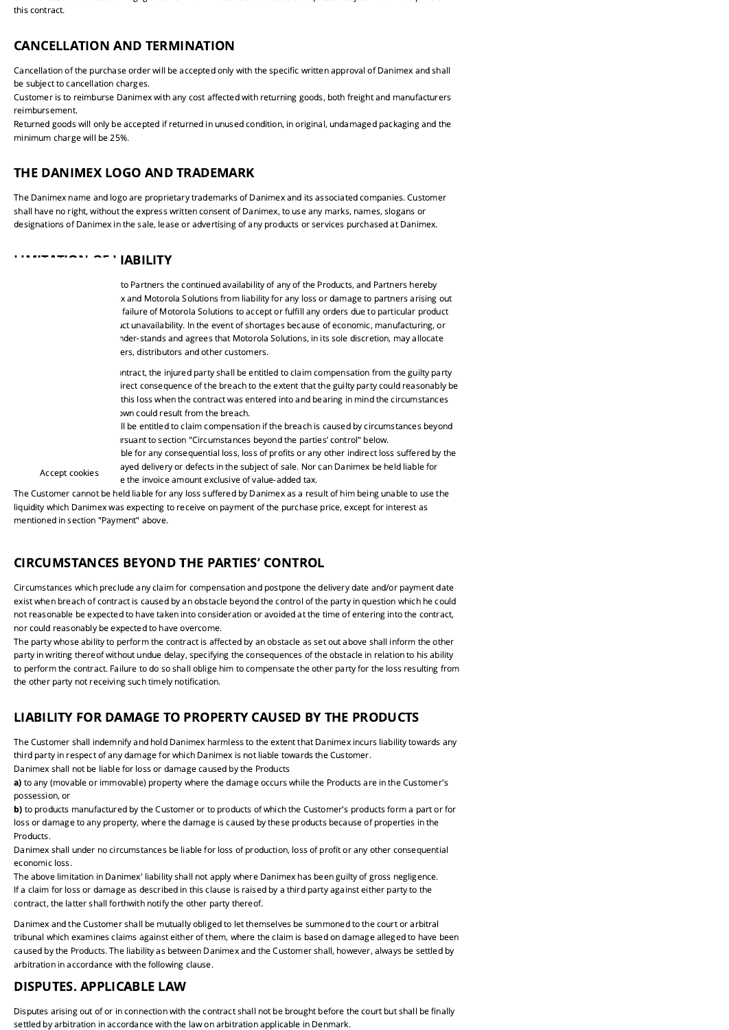this contract.

## CANCELLATION AND TERMINATION

Cancellation of the purchase order will be accepted only with the specific written approval of Danimex and shall be subject to cancellation charges.
Customer is to reimburse Danimex with any cost affected with returning goods, both freight and manufacturers reimbursement.
Returned goods will only be accepted if returned in unused condition, in original, undamaged packaging and the minimum charge will be 25%.

## THE DANIMEX LOGO AND TRADEMARK

The Danimex name and logo are proprietary trademarks of Danimex and its associated companies. Customer shall have no right, without the express written consent of Danimex, to use any marks, names, slogans or designations of Danimex in the sale, lease or advertising of any products or services purchased at Danimex.

## LIMITATION OF LIABILITY

to Partners the continued availability of any of the Products, and Partners hereby x and Motorola Solutions from liability for any loss or damage to partners arising out failure of Motorola Solutions to accept or fulfill any orders due to particular product ıct unavailability. In the event of shortages because of economic, manufacturing, or nder-stands and agrees that Motorola Solutions, in its sole discretion, may allocate ers, distributors and other customers.

ontract, the injured party shall be entitled to claim compensation from the guilty party irect consequence of the breach to the extent that the guilty party could reasonably be this loss when the contract was entered into and bearing in mind the circumstances own could result from the breach.
ll be entitled to claim compensation if the breach is caused by circumstances beyond ırsuant to section "Circumstances beyond the parties' control" below.
ble for any consequential loss, loss of profits or any other indirect loss suffered by the ayed delivery or defects in the subject of sale. Nor can Danimex be held liable for e the invoice amount exclusive of value-added tax.

Accept cookies

The Customer cannot be held liable for any loss suffered by Danimex as a result of him being unable to use the liquidity which Danimex was expecting to receive on payment of the purchase price, except for interest as mentioned in section "Payment" above.

## CIRCUMSTANCES BEYOND THE PARTIES' CONTROL

Circumstances which preclude any claim for compensation and postpone the delivery date and/or payment date exist when breach of contract is caused by an obstacle beyond the control of the party in question which he could not reasonable be expected to have taken into consideration or avoided at the time of entering into the contract, nor could reasonably be expected to have overcome.
The party whose ability to perform the contract is affected by an obstacle as set out above shall inform the other party in writing thereof without undue delay, specifying the consequences of the obstacle in relation to his ability to perform the contract. Failure to do so shall oblige him to compensate the other party for the loss resulting from the other party not receiving such timely notification.

## LIABILITY FOR DAMAGE TO PROPERTY CAUSED BY THE PRODUCTS

The Customer shall indemnify and hold Danimex harmless to the extent that Danimex incurs liability towards any third party in respect of any damage for which Danimex is not liable towards the Customer.
Danimex shall not be liable for loss or damage caused by the Products
**a)** to any (movable or immovable) property where the damage occurs while the Products are in the Customer's possession, or
**b)** to products manufactured by the Customer or to products of which the Customer's products form a part or for loss or damage to any property, where the damage is caused by these products because of properties in the Products.
Danimex shall under no circumstances be liable for loss of production, loss of profit or any other consequential economic loss.
The above limitation in Danimex' liability shall not apply where Danimex has been guilty of gross negligence.
If a claim for loss or damage as described in this clause is raised by a third party against either party to the contract, the latter shall forthwith notify the other party thereof.

Danimex and the Customer shall be mutually obliged to let themselves be summoned to the court or arbitral tribunal which examines claims against either of them, where the claim is based on damage alleged to have been caused by the Products. The liability as between Danimex and the Customer shall, however, always be settled by arbitration in accordance with the following clause.

## DISPUTES. APPLICABLE LAW

Disputes arising out of or in connection with the contract shall not be brought before the court but shall be finally settled by arbitration in accordance with the law on arbitration applicable in Denmark.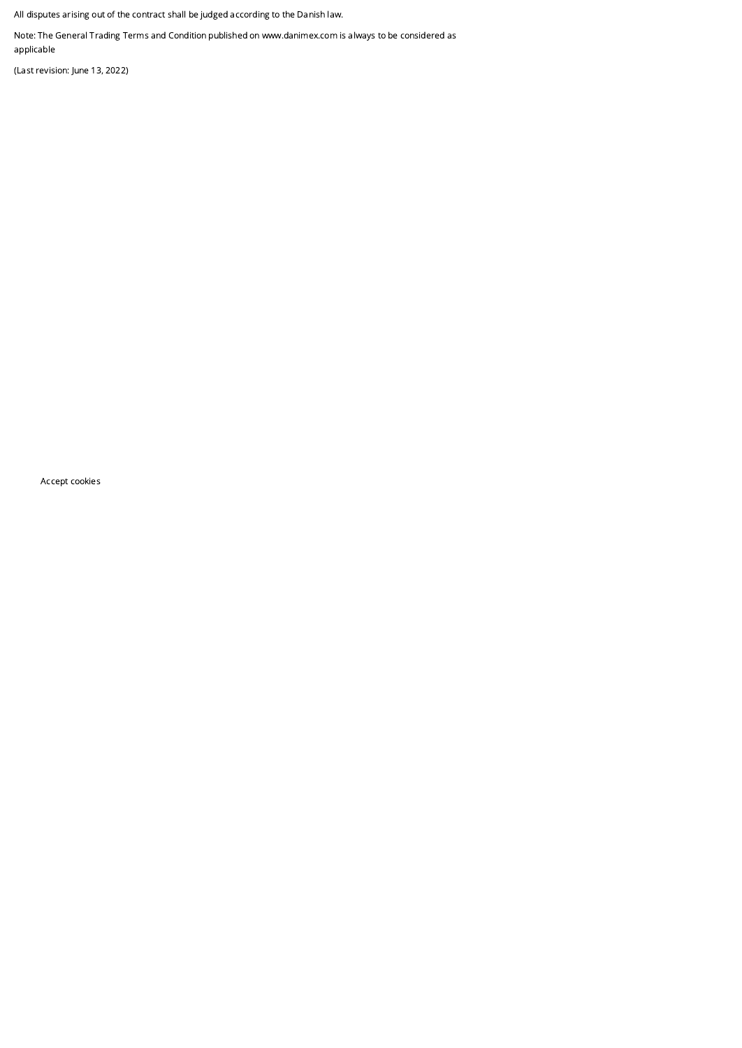All disputes arising out of the contract shall be judged according to the Danish law.

Note: The General Trading Terms and Condition published on www.danimex.com is always to be considered as applicable

(Last revision: June 13, 2022)

Accept cookies